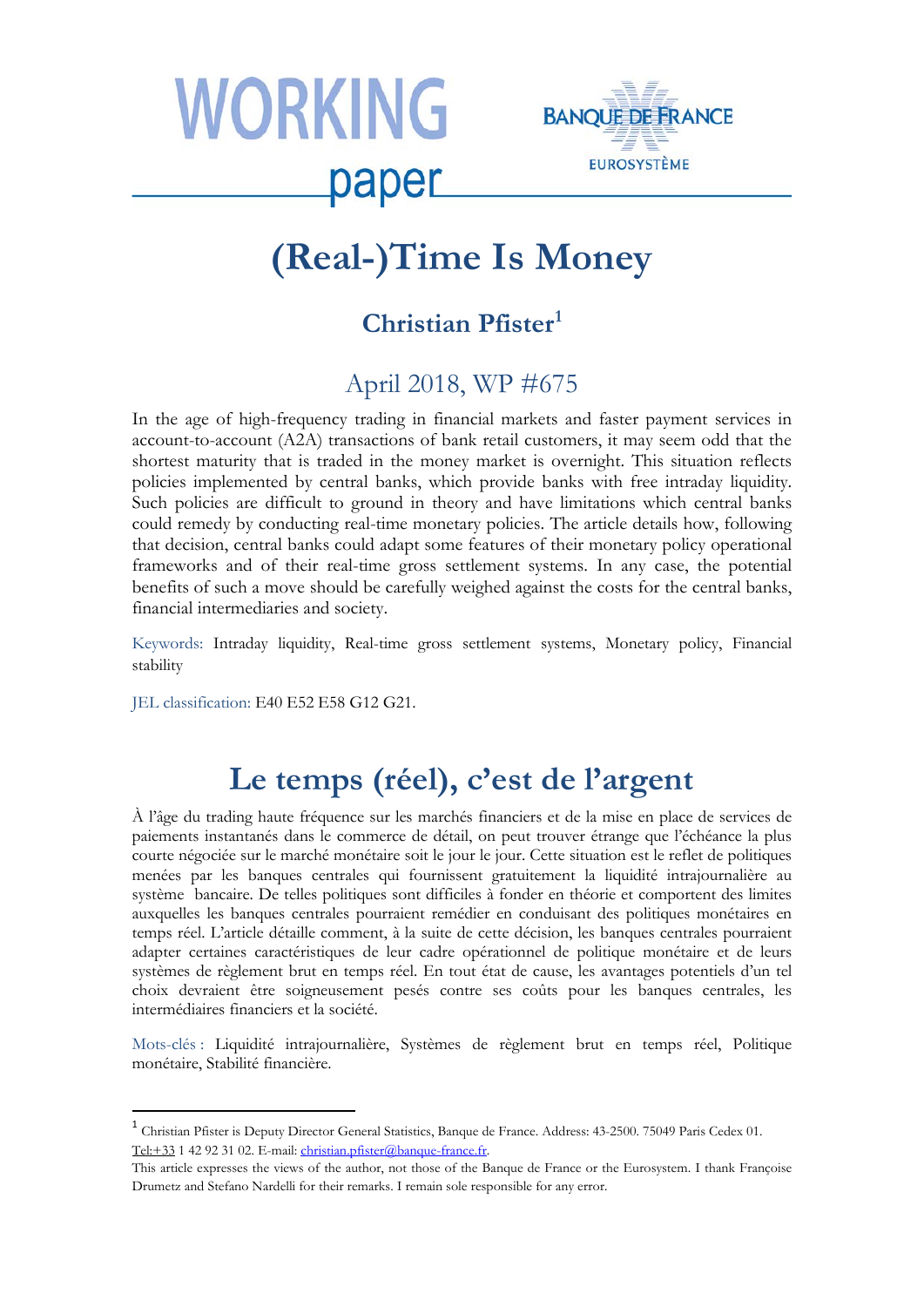WORKING paper

BANQUE DE FRANCE
EUROSYSTÈME

# (Real-)Time Is Money

## Christian Pfister[1]

### April 2018, WP #675

In the age of high-frequency trading in financial markets and faster payment services in account-to-account (A2A) transactions of bank retail customers, it may seem odd that the shortest maturity that is traded in the money market is overnight. This situation reflects policies implemented by central banks, which provide banks with free intraday liquidity. Such policies are difficult to ground in theory and have limitations which central banks could remedy by conducting real-time monetary policies. The article details how, following that decision, central banks could adapt some features of their monetary policy operational frameworks and of their real-time gross settlement systems. In any case, the potential benefits of such a move should be carefully weighed against the costs for the central banks, financial intermediaries and society.

Keywords: Intraday liquidity, Real-time gross settlement systems, Monetary policy, Financial stability

JEL classification: E40 E52 E58 G12 G21.

# Le temps (réel), c'est de l'argent

À l'âge du trading haute fréquence sur les marchés financiers et de la mise en place de services de paiements instantanés dans le commerce de détail, on peut trouver étrange que l'échéance la plus courte négociée sur le marché monétaire soit le jour le jour. Cette situation est le reflet de politiques menées par les banques centrales qui fournissent gratuitement la liquidité intrajournalière au système bancaire. De telles politiques sont difficiles à fonder en théorie et comportent des limites auxquelles les banques centrales pourraient remédier en conduisant des politiques monétaires en temps réel. L'article détaille comment, à la suite de cette décision, les banques centrales pourraient adapter certaines caractéristiques de leur cadre opérationnel de politique monétaire et de leurs systèmes de règlement brut en temps réel. En tout état de cause, les avantages potentiels d'un tel choix devraient être soigneusement pesés contre ses coûts pour les banques centrales, les intermédiaires financiers et la société.

Mots-clés : Liquidité intrajournalière, Systèmes de règlement brut en temps réel, Politique monétaire, Stabilité financière.

---

[1] Christian Pfister is Deputy Director General Statistics, Banque de France. Address: 43-2500. 75049 Paris Cedex 01. Tel:+33 1 42 92 31 02. E-mail: christian.pfister@banque-france.fr.

This article expresses the views of the author, not those of the Banque de France or the Eurosystem. I thank Françoise Drumetz and Stefano Nardelli for their remarks. I remain sole responsible for any error.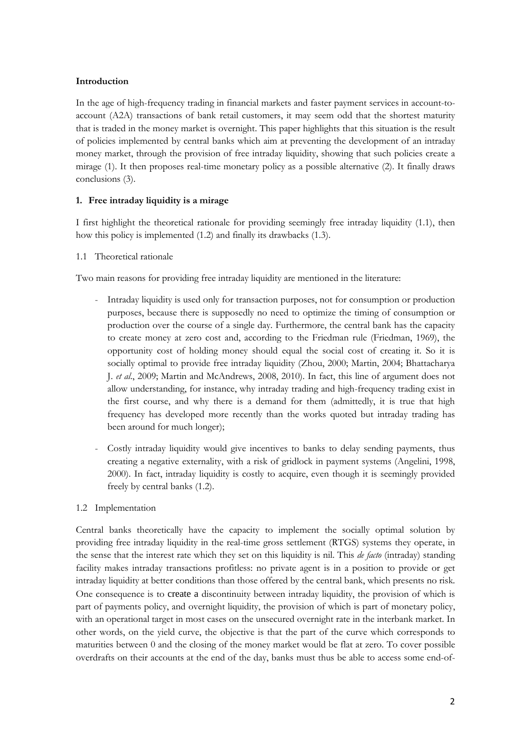**Introduction**

In the age of high-frequency trading in financial markets and faster payment services in account-to-account (A2A) transactions of bank retail customers, it may seem odd that the shortest maturity that is traded in the money market is overnight. This paper highlights that this situation is the result of policies implemented by central banks which aim at preventing the development of an intraday money market, through the provision of free intraday liquidity, showing that such policies create a mirage (1). It then proposes real-time monetary policy as a possible alternative (2). It finally draws conclusions (3).

## 1. Free intraday liquidity is a mirage

I first highlight the theoretical rationale for providing seemingly free intraday liquidity (1.1), then how this policy is implemented (1.2) and finally its drawbacks (1.3).

### 1.1 Theoretical rationale

Two main reasons for providing free intraday liquidity are mentioned in the literature:

- Intraday liquidity is used only for transaction purposes, not for consumption or production purposes, because there is supposedly no need to optimize the timing of consumption or production over the course of a single day. Furthermore, the central bank has the capacity to create money at zero cost and, according to the Friedman rule (Friedman, 1969), the opportunity cost of holding money should equal the social cost of creating it. So it is socially optimal to provide free intraday liquidity (Zhou, 2000; Martin, 2004; Bhattacharya J. *et al.*, 2009; Martin and McAndrews, 2008, 2010). In fact, this line of argument does not allow understanding, for instance, why intraday trading and high-frequency trading exist in the first course, and why there is a demand for them (admittedly, it is true that high frequency has developed more recently than the works quoted but intraday trading has been around for much longer);
- Costly intraday liquidity would give incentives to banks to delay sending payments, thus creating a negative externality, with a risk of gridlock in payment systems (Angelini, 1998, 2000). In fact, intraday liquidity is costly to acquire, even though it is seemingly provided freely by central banks (1.2).

### 1.2 Implementation

Central banks theoretically have the capacity to implement the socially optimal solution by providing free intraday liquidity in the real-time gross settlement (RTGS) systems they operate, in the sense that the interest rate which they set on this liquidity is nil. This *de facto* (intraday) standing facility makes intraday transactions profitless: no private agent is in a position to provide or get intraday liquidity at better conditions than those offered by the central bank, which presents no risk. One consequence is to create a discontinuity between intraday liquidity, the provision of which is part of payments policy, and overnight liquidity, the provision of which is part of monetary policy, with an operational target in most cases on the unsecured overnight rate in the interbank market. In other words, on the yield curve, the objective is that the part of the curve which corresponds to maturities between 0 and the closing of the money market would be flat at zero. To cover possible overdrafts on their accounts at the end of the day, banks must thus be able to access some end-of-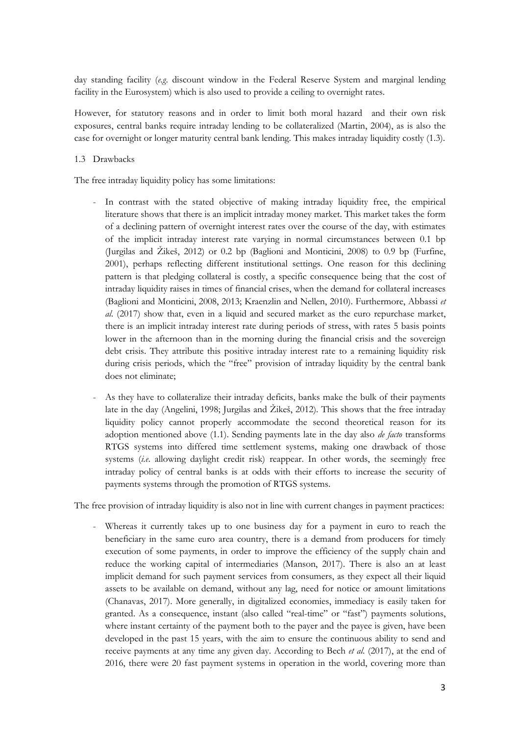day standing facility (*e.g.* discount window in the Federal Reserve System and marginal lending facility in the Eurosystem) which is also used to provide a ceiling to overnight rates.

However, for statutory reasons and in order to limit both moral hazard and their own risk exposures, central banks require intraday lending to be collateralized (Martin, 2004), as is also the case for overnight or longer maturity central bank lending. This makes intraday liquidity costly (1.3).

### 1.3 Drawbacks

The free intraday liquidity policy has some limitations:

- In contrast with the stated objective of making intraday liquidity free, the empirical literature shows that there is an implicit intraday money market. This market takes the form of a declining pattern of overnight interest rates over the course of the day, with estimates of the implicit intraday interest rate varying in normal circumstances between 0.1 bp (Jurgilas and Žikeš, 2012) or 0.2 bp (Baglioni and Monticini, 2008) to 0.9 bp (Furfine, 2001), perhaps reflecting different institutional settings. One reason for this declining pattern is that pledging collateral is costly, a specific consequence being that the cost of intraday liquidity raises in times of financial crises, when the demand for collateral increases (Baglioni and Monticini, 2008, 2013; Kraenzlin and Nellen, 2010). Furthermore, Abbassi *et al*. (2017) show that, even in a liquid and secured market as the euro repurchase market, there is an implicit intraday interest rate during periods of stress, with rates 5 basis points lower in the afternoon than in the morning during the financial crisis and the sovereign debt crisis. They attribute this positive intraday interest rate to a remaining liquidity risk during crisis periods, which the "free" provision of intraday liquidity by the central bank does not eliminate;
- As they have to collateralize their intraday deficits, banks make the bulk of their payments late in the day (Angelini, 1998; Jurgilas and Žikeš, 2012). This shows that the free intraday liquidity policy cannot properly accommodate the second theoretical reason for its adoption mentioned above (1.1). Sending payments late in the day also *de facto* transforms RTGS systems into differed time settlement systems, making one drawback of those systems (*i.e.* allowing daylight credit risk) reappear. In other words, the seemingly free intraday policy of central banks is at odds with their efforts to increase the security of payments systems through the promotion of RTGS systems.

The free provision of intraday liquidity is also not in line with current changes in payment practices:

- Whereas it currently takes up to one business day for a payment in euro to reach the beneficiary in the same euro area country, there is a demand from producers for timely execution of some payments, in order to improve the efficiency of the supply chain and reduce the working capital of intermediaries (Manson, 2017). There is also an at least implicit demand for such payment services from consumers, as they expect all their liquid assets to be available on demand, without any lag, need for notice or amount limitations (Chanavas, 2017). More generally, in digitalized economies, immediacy is easily taken for granted. As a consequence, instant (also called "real-time" or "fast") payments solutions, where instant certainty of the payment both to the payer and the payee is given, have been developed in the past 15 years, with the aim to ensure the continuous ability to send and receive payments at any time any given day. According to Bech *et al*. (2017), at the end of 2016, there were 20 fast payment systems in operation in the world, covering more than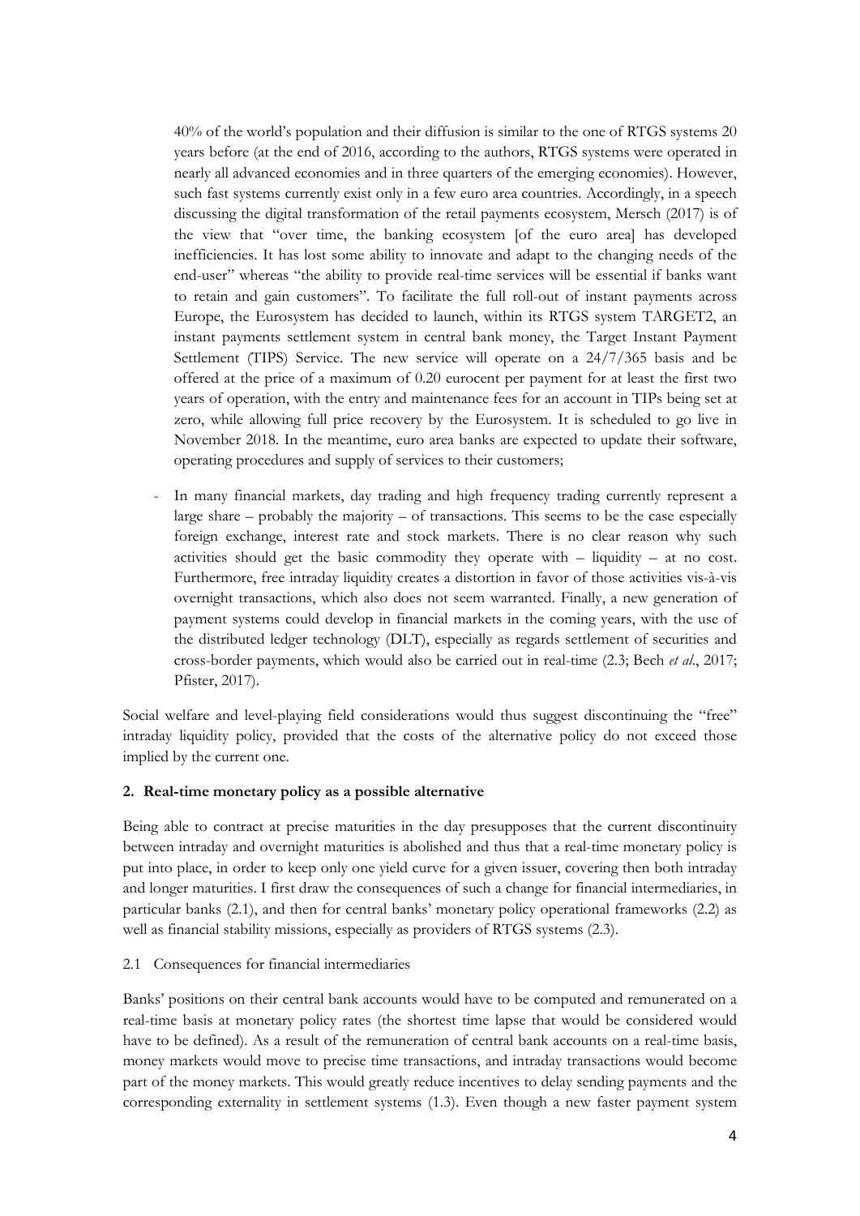40% of the world's population and their diffusion is similar to the one of RTGS systems 20 years before (at the end of 2016, according to the authors, RTGS systems were operated in nearly all advanced economies and in three quarters of the emerging economies). However, such fast systems currently exist only in a few euro area countries. Accordingly, in a speech discussing the digital transformation of the retail payments ecosystem, Mersch (2017) is of the view that "over time, the banking ecosystem [of the euro area] has developed inefficiencies. It has lost some ability to innovate and adapt to the changing needs of the end-user" whereas "the ability to provide real-time services will be essential if banks want to retain and gain customers". To facilitate the full roll-out of instant payments across Europe, the Eurosystem has decided to launch, within its RTGS system TARGET2, an instant payments settlement system in central bank money, the Target Instant Payment Settlement (TIPS) Service. The new service will operate on a 24/7/365 basis and be offered at the price of a maximum of 0.20 eurocent per payment for at least the first two years of operation, with the entry and maintenance fees for an account in TIPs being set at zero, while allowing full price recovery by the Eurosystem. It is scheduled to go live in November 2018. In the meantime, euro area banks are expected to update their software, operating procedures and supply of services to their customers;

- In many financial markets, day trading and high frequency trading currently represent a large share – probably the majority – of transactions. This seems to be the case especially foreign exchange, interest rate and stock markets. There is no clear reason why such activities should get the basic commodity they operate with – liquidity – at no cost. Furthermore, free intraday liquidity creates a distortion in favor of those activities vis-à-vis overnight transactions, which also does not seem warranted. Finally, a new generation of payment systems could develop in financial markets in the coming years, with the use of the distributed ledger technology (DLT), especially as regards settlement of securities and cross-border payments, which would also be carried out in real-time (2.3; Bech *et al*., 2017; Pfister, 2017).

Social welfare and level-playing field considerations would thus suggest discontinuing the "free" intraday liquidity policy, provided that the costs of the alternative policy do not exceed those implied by the current one.

## 2. Real-time monetary policy as a possible alternative

Being able to contract at precise maturities in the day presupposes that the current discontinuity between intraday and overnight maturities is abolished and thus that a real-time monetary policy is put into place, in order to keep only one yield curve for a given issuer, covering then both intraday and longer maturities. I first draw the consequences of such a change for financial intermediaries, in particular banks (2.1), and then for central banks' monetary policy operational frameworks (2.2) as well as financial stability missions, especially as providers of RTGS systems (2.3).

### 2.1 Consequences for financial intermediaries

Banks' positions on their central bank accounts would have to be computed and remunerated on a real-time basis at monetary policy rates (the shortest time lapse that would be considered would have to be defined). As a result of the remuneration of central bank accounts on a real-time basis, money markets would move to precise time transactions, and intraday transactions would become part of the money markets. This would greatly reduce incentives to delay sending payments and the corresponding externality in settlement systems (1.3). Even though a new faster payment system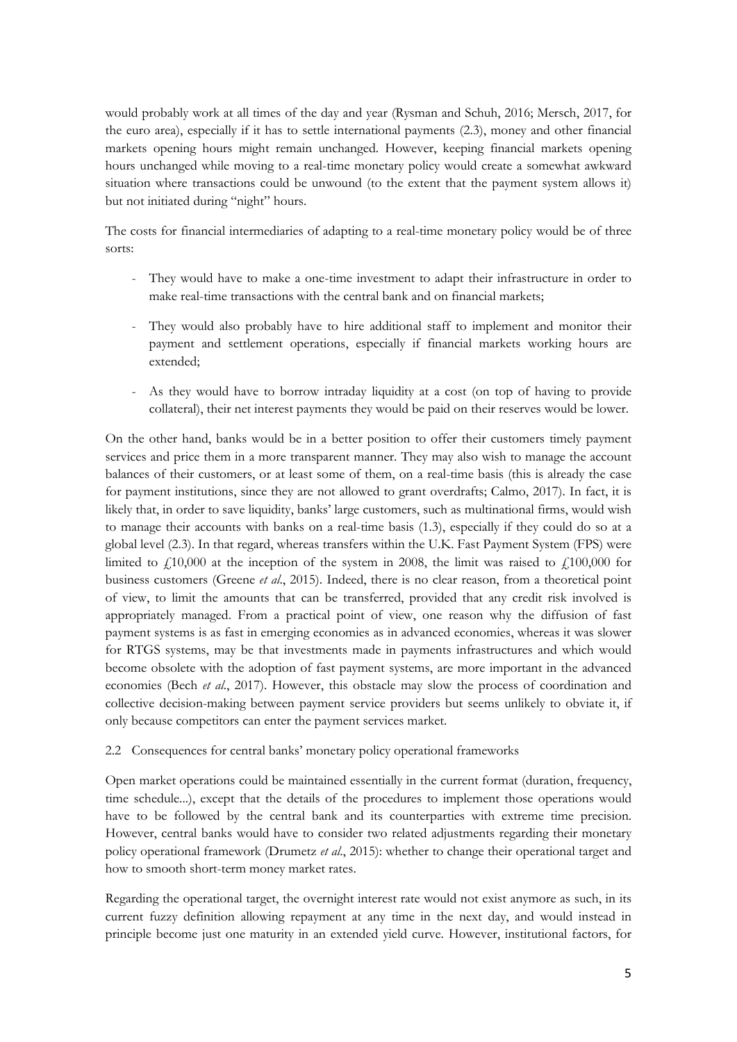would probably work at all times of the day and year (Rysman and Schuh, 2016; Mersch, 2017, for the euro area), especially if it has to settle international payments (2.3), money and other financial markets opening hours might remain unchanged. However, keeping financial markets opening hours unchanged while moving to a real-time monetary policy would create a somewhat awkward situation where transactions could be unwound (to the extent that the payment system allows it) but not initiated during "night" hours.

The costs for financial intermediaries of adapting to a real-time monetary policy would be of three sorts:

- They would have to make a one-time investment to adapt their infrastructure in order to make real-time transactions with the central bank and on financial markets;
- They would also probably have to hire additional staff to implement and monitor their payment and settlement operations, especially if financial markets working hours are extended;
- As they would have to borrow intraday liquidity at a cost (on top of having to provide collateral), their net interest payments they would be paid on their reserves would be lower.

On the other hand, banks would be in a better position to offer their customers timely payment services and price them in a more transparent manner. They may also wish to manage the account balances of their customers, or at least some of them, on a real-time basis (this is already the case for payment institutions, since they are not allowed to grant overdrafts; Calmo, 2017). In fact, it is likely that, in order to save liquidity, banks' large customers, such as multinational firms, would wish to manage their accounts with banks on a real-time basis (1.3), especially if they could do so at a global level (2.3). In that regard, whereas transfers within the U.K. Fast Payment System (FPS) were limited to £10,000 at the inception of the system in 2008, the limit was raised to £100,000 for business customers (Greene *et al*., 2015). Indeed, there is no clear reason, from a theoretical point of view, to limit the amounts that can be transferred, provided that any credit risk involved is appropriately managed. From a practical point of view, one reason why the diffusion of fast payment systems is as fast in emerging economies as in advanced economies, whereas it was slower for RTGS systems, may be that investments made in payments infrastructures and which would become obsolete with the adoption of fast payment systems, are more important in the advanced economies (Bech *et al*., 2017). However, this obstacle may slow the process of coordination and collective decision-making between payment service providers but seems unlikely to obviate it, if only because competitors can enter the payment services market.

## 2.2 Consequences for central banks' monetary policy operational frameworks

Open market operations could be maintained essentially in the current format (duration, frequency, time schedule...), except that the details of the procedures to implement those operations would have to be followed by the central bank and its counterparties with extreme time precision. However, central banks would have to consider two related adjustments regarding their monetary policy operational framework (Drumetz *et al*., 2015): whether to change their operational target and how to smooth short-term money market rates.

Regarding the operational target, the overnight interest rate would not exist anymore as such, in its current fuzzy definition allowing repayment at any time in the next day, and would instead in principle become just one maturity in an extended yield curve. However, institutional factors, for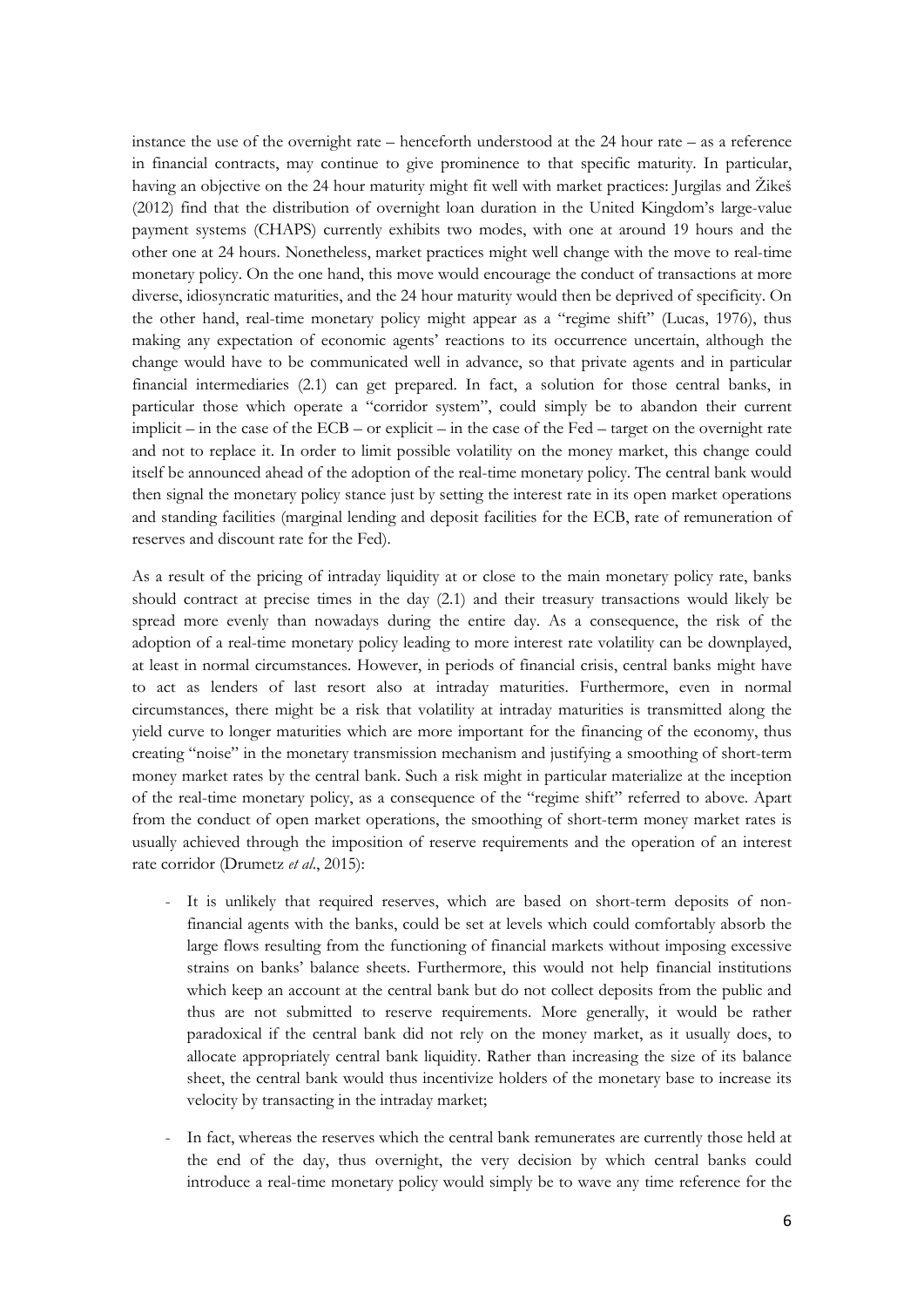instance the use of the overnight rate – henceforth understood at the 24 hour rate – as a reference in financial contracts, may continue to give prominence to that specific maturity. In particular, having an objective on the 24 hour maturity might fit well with market practices: Jurgilas and Žikeš (2012) find that the distribution of overnight loan duration in the United Kingdom's large-value payment systems (CHAPS) currently exhibits two modes, with one at around 19 hours and the other one at 24 hours. Nonetheless, market practices might well change with the move to real-time monetary policy. On the one hand, this move would encourage the conduct of transactions at more diverse, idiosyncratic maturities, and the 24 hour maturity would then be deprived of specificity. On the other hand, real-time monetary policy might appear as a "regime shift" (Lucas, 1976), thus making any expectation of economic agents' reactions to its occurrence uncertain, although the change would have to be communicated well in advance, so that private agents and in particular financial intermediaries (2.1) can get prepared. In fact, a solution for those central banks, in particular those which operate a "corridor system", could simply be to abandon their current implicit – in the case of the ECB – or explicit – in the case of the Fed – target on the overnight rate and not to replace it. In order to limit possible volatility on the money market, this change could itself be announced ahead of the adoption of the real-time monetary policy. The central bank would then signal the monetary policy stance just by setting the interest rate in its open market operations and standing facilities (marginal lending and deposit facilities for the ECB, rate of remuneration of reserves and discount rate for the Fed).

As a result of the pricing of intraday liquidity at or close to the main monetary policy rate, banks should contract at precise times in the day (2.1) and their treasury transactions would likely be spread more evenly than nowadays during the entire day. As a consequence, the risk of the adoption of a real-time monetary policy leading to more interest rate volatility can be downplayed, at least in normal circumstances. However, in periods of financial crisis, central banks might have to act as lenders of last resort also at intraday maturities. Furthermore, even in normal circumstances, there might be a risk that volatility at intraday maturities is transmitted along the yield curve to longer maturities which are more important for the financing of the economy, thus creating "noise" in the monetary transmission mechanism and justifying a smoothing of short-term money market rates by the central bank. Such a risk might in particular materialize at the inception of the real-time monetary policy, as a consequence of the "regime shift" referred to above. Apart from the conduct of open market operations, the smoothing of short-term money market rates is usually achieved through the imposition of reserve requirements and the operation of an interest rate corridor (Drumetz *et al.*, 2015):

- It is unlikely that required reserves, which are based on short-term deposits of non-financial agents with the banks, could be set at levels which could comfortably absorb the large flows resulting from the functioning of financial markets without imposing excessive strains on banks' balance sheets. Furthermore, this would not help financial institutions which keep an account at the central bank but do not collect deposits from the public and thus are not submitted to reserve requirements. More generally, it would be rather paradoxical if the central bank did not rely on the money market, as it usually does, to allocate appropriately central bank liquidity. Rather than increasing the size of its balance sheet, the central bank would thus incentivize holders of the monetary base to increase its velocity by transacting in the intraday market;
- In fact, whereas the reserves which the central bank remunerates are currently those held at the end of the day, thus overnight, the very decision by which central banks could introduce a real-time monetary policy would simply be to wave any time reference for the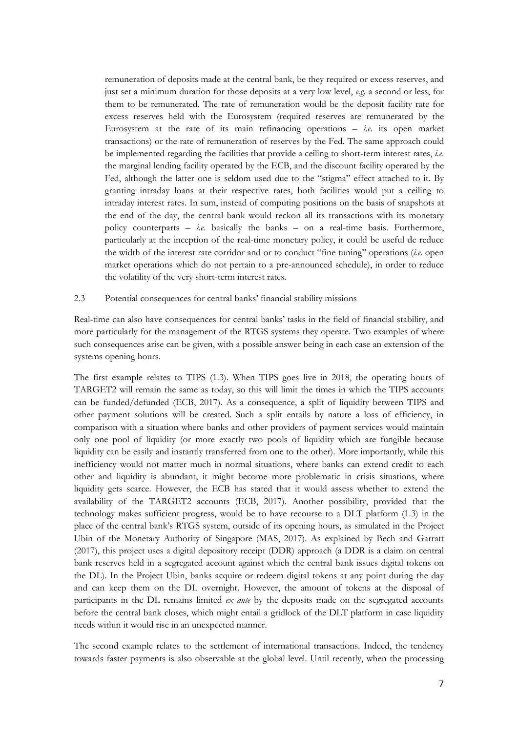remuneration of deposits made at the central bank, be they required or excess reserves, and just set a minimum duration for those deposits at a very low level, *e.g.* a second or less, for them to be remunerated. The rate of remuneration would be the deposit facility rate for excess reserves held with the Eurosystem (required reserves are remunerated by the Eurosystem at the rate of its main refinancing operations – *i.e.* its open market transactions) or the rate of remuneration of reserves by the Fed. The same approach could be implemented regarding the facilities that provide a ceiling to short-term interest rates, *i.e.* the marginal lending facility operated by the ECB, and the discount facility operated by the Fed, although the latter one is seldom used due to the "stigma" effect attached to it. By granting intraday loans at their respective rates, both facilities would put a ceiling to intraday interest rates. In sum, instead of computing positions on the basis of snapshots at the end of the day, the central bank would reckon all its transactions with its monetary policy counterparts – *i.e.* basically the banks – on a real-time basis. Furthermore, particularly at the inception of the real-time monetary policy, it could be useful de reduce the width of the interest rate corridor and or to conduct "fine tuning" operations (*i.e.* open market operations which do not pertain to a pre-announced schedule), in order to reduce the volatility of the very short-term interest rates.

### 2.3 Potential consequences for central banks' financial stability missions

Real-time can also have consequences for central banks' tasks in the field of financial stability, and more particularly for the management of the RTGS systems they operate. Two examples of where such consequences arise can be given, with a possible answer being in each case an extension of the systems opening hours.

The first example relates to TIPS (1.3). When TIPS goes live in 2018, the operating hours of TARGET2 will remain the same as today, so this will limit the times in which the TIPS accounts can be funded/defunded (ECB, 2017). As a consequence, a split of liquidity between TIPS and other payment solutions will be created. Such a split entails by nature a loss of efficiency, in comparison with a situation where banks and other providers of payment services would maintain only one pool of liquidity (or more exactly two pools of liquidity which are fungible because liquidity can be easily and instantly transferred from one to the other). More importantly, while this inefficiency would not matter much in normal situations, where banks can extend credit to each other and liquidity is abundant, it might become more problematic in crisis situations, where liquidity gets scarce. However, the ECB has stated that it would assess whether to extend the availability of the TARGET2 accounts (ECB, 2017). Another possibility, provided that the technology makes sufficient progress, would be to have recourse to a DLT platform (1.3) in the place of the central bank's RTGS system, outside of its opening hours, as simulated in the Project Ubin of the Monetary Authority of Singapore (MAS, 2017). As explained by Bech and Garratt (2017), this project uses a digital depository receipt (DDR) approach (a DDR is a claim on central bank reserves held in a segregated account against which the central bank issues digital tokens on the DL). In the Project Ubin, banks acquire or redeem digital tokens at any point during the day and can keep them on the DL overnight. However, the amount of tokens at the disposal of participants in the DL remains limited *ex ante* by the deposits made on the segregated accounts before the central bank closes, which might entail a gridlock of the DLT platform in case liquidity needs within it would rise in an unexpected manner.

The second example relates to the settlement of international transactions. Indeed, the tendency towards faster payments is also observable at the global level. Until recently, when the processing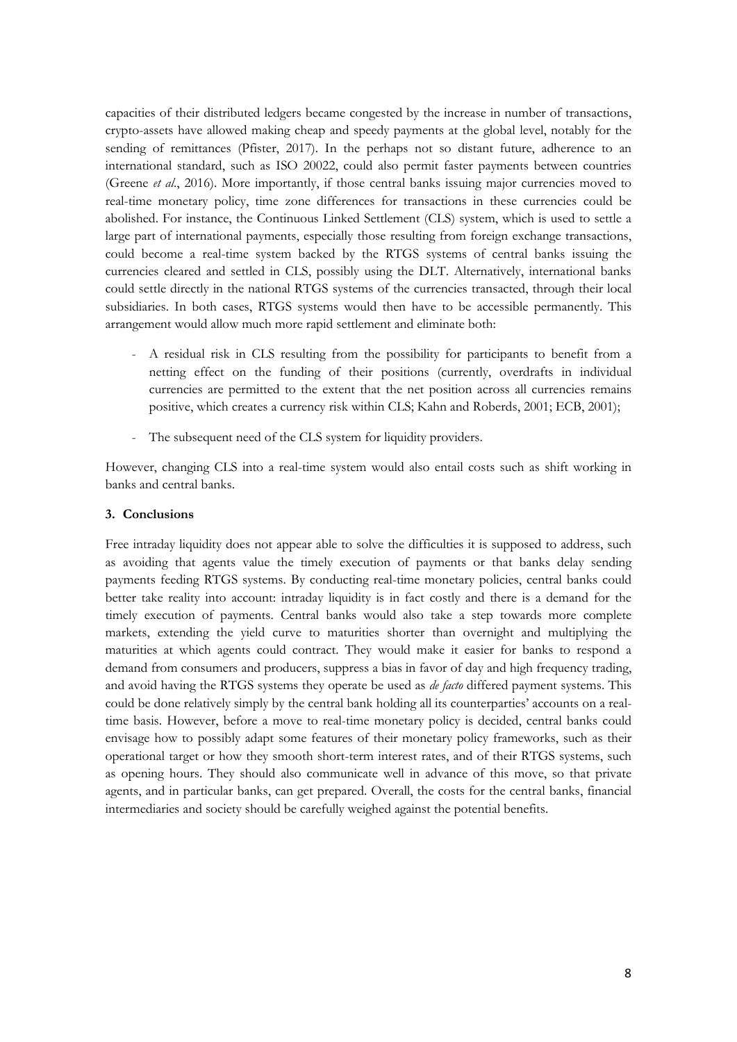capacities of their distributed ledgers became congested by the increase in number of transactions, crypto-assets have allowed making cheap and speedy payments at the global level, notably for the sending of remittances (Pfister, 2017). In the perhaps not so distant future, adherence to an international standard, such as ISO 20022, could also permit faster payments between countries (Greene *et al*., 2016). More importantly, if those central banks issuing major currencies moved to real-time monetary policy, time zone differences for transactions in these currencies could be abolished. For instance, the Continuous Linked Settlement (CLS) system, which is used to settle a large part of international payments, especially those resulting from foreign exchange transactions, could become a real-time system backed by the RTGS systems of central banks issuing the currencies cleared and settled in CLS, possibly using the DLT. Alternatively, international banks could settle directly in the national RTGS systems of the currencies transacted, through their local subsidiaries. In both cases, RTGS systems would then have to be accessible permanently. This arrangement would allow much more rapid settlement and eliminate both:

- A residual risk in CLS resulting from the possibility for participants to benefit from a netting effect on the funding of their positions (currently, overdrafts in individual currencies are permitted to the extent that the net position across all currencies remains positive, which creates a currency risk within CLS; Kahn and Roberds, 2001; ECB, 2001);
- The subsequent need of the CLS system for liquidity providers.

However, changing CLS into a real-time system would also entail costs such as shift working in banks and central banks.

### 3. Conclusions

Free intraday liquidity does not appear able to solve the difficulties it is supposed to address, such as avoiding that agents value the timely execution of payments or that banks delay sending payments feeding RTGS systems. By conducting real-time monetary policies, central banks could better take reality into account: intraday liquidity is in fact costly and there is a demand for the timely execution of payments. Central banks would also take a step towards more complete markets, extending the yield curve to maturities shorter than overnight and multiplying the maturities at which agents could contract. They would make it easier for banks to respond a demand from consumers and producers, suppress a bias in favor of day and high frequency trading, and avoid having the RTGS systems they operate be used as *de facto* differed payment systems. This could be done relatively simply by the central bank holding all its counterparties' accounts on a real-time basis. However, before a move to real-time monetary policy is decided, central banks could envisage how to possibly adapt some features of their monetary policy frameworks, such as their operational target or how they smooth short-term interest rates, and of their RTGS systems, such as opening hours. They should also communicate well in advance of this move, so that private agents, and in particular banks, can get prepared. Overall, the costs for the central banks, financial intermediaries and society should be carefully weighed against the potential benefits.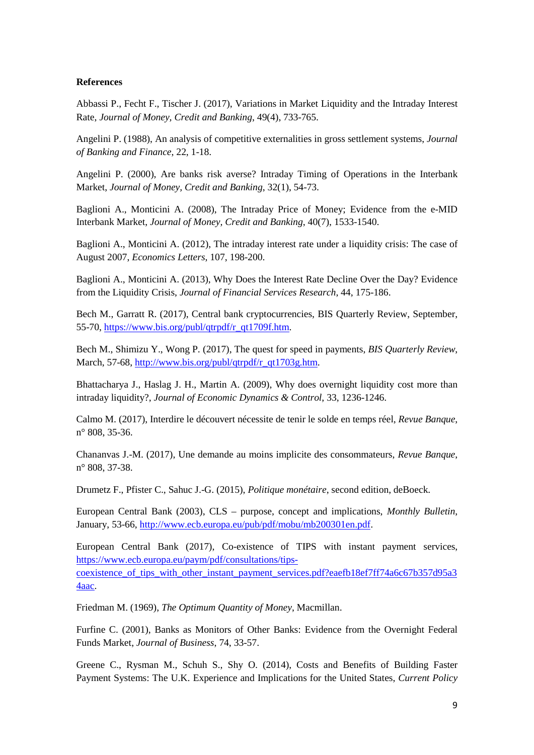**References**

Abbassi P., Fecht F., Tischer J. (2017), Variations in Market Liquidity and the Intraday Interest Rate, *Journal of Money, Credit and Banking*, 49(4), 733-765.

Angelini P. (1988), An analysis of competitive externalities in gross settlement systems, *Journal of Banking and Finance*, 22, 1-18.

Angelini P. (2000), Are banks risk averse? Intraday Timing of Operations in the Interbank Market, *Journal of Money, Credit and Banking*, 32(1), 54-73.

Baglioni A., Monticini A. (2008), The Intraday Price of Money; Evidence from the e-MID Interbank Market, *Journal of Money, Credit and Banking*, 40(7), 1533-1540.

Baglioni A., Monticini A. (2012), The intraday interest rate under a liquidity crisis: The case of August 2007, *Economics Letters*, 107, 198-200.

Baglioni A., Monticini A. (2013), Why Does the Interest Rate Decline Over the Day? Evidence from the Liquidity Crisis, *Journal of Financial Services Research*, 44, 175-186.

Bech M., Garratt R. (2017), Central bank cryptocurrencies, BIS Quarterly Review, September, 55-70, https://www.bis.org/publ/qtrpdf/r_qt1709f.htm.

Bech M., Shimizu Y., Wong P. (2017), The quest for speed in payments, *BIS Quarterly Review*, March, 57-68, http://www.bis.org/publ/qtrpdf/r_qt1703g.htm.

Bhattacharya J., Haslag J. H., Martin A. (2009), Why does overnight liquidity cost more than intraday liquidity?, *Journal of Economic Dynamics & Control*, 33, 1236-1246.

Calmo M. (2017), Interdire le découvert nécessite de tenir le solde en temps réel, *Revue Banque*, n° 808, 35-36.

Chananvas J.-M. (2017), Une demande au moins implicite des consommateurs, *Revue Banque*, n° 808, 37-38.

Drumetz F., Pfister C., Sahuc J.-G. (2015), *Politique monétaire*, second edition, deBoeck.

European Central Bank (2003), CLS – purpose, concept and implications, *Monthly Bulletin*, January, 53-66, http://www.ecb.europa.eu/pub/pdf/mobu/mb200301en.pdf.

European Central Bank (2017), Co-existence of TIPS with instant payment services, https://www.ecb.europa.eu/paym/pdf/consultations/tips-coexistence_of_tips_with_other_instant_payment_services.pdf?eaefb18ef7ff74a6c67b357d95a34aac.

Friedman M. (1969), *The Optimum Quantity of Money*, Macmillan.

Furfine C. (2001), Banks as Monitors of Other Banks: Evidence from the Overnight Federal Funds Market, *Journal of Business*, 74, 33-57.

Greene C., Rysman M., Schuh S., Shy O. (2014), Costs and Benefits of Building Faster Payment Systems: The U.K. Experience and Implications for the United States, *Current Policy*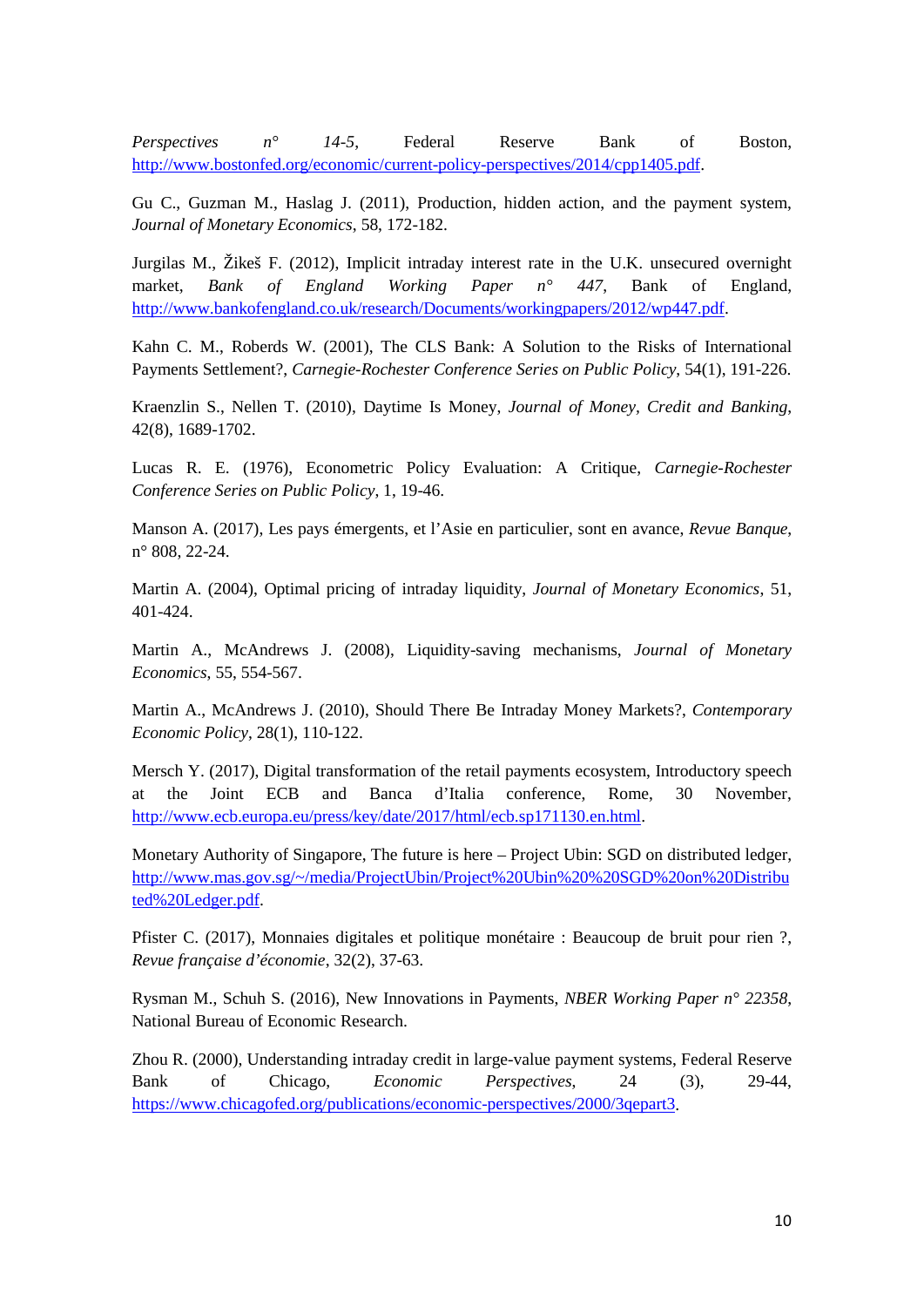*Perspectives n° 14-5*, Federal Reserve Bank of Boston, http://www.bostonfed.org/economic/current-policy-perspectives/2014/cpp1405.pdf.

Gu C., Guzman M., Haslag J. (2011), Production, hidden action, and the payment system, *Journal of Monetary Economics*, 58, 172-182.

Jurgilas M., Žikeš F. (2012), Implicit intraday interest rate in the U.K. unsecured overnight market, *Bank of England Working Paper n° 447*, Bank of England, http://www.bankofengland.co.uk/research/Documents/workingpapers/2012/wp447.pdf.

Kahn C. M., Roberds W. (2001), The CLS Bank: A Solution to the Risks of International Payments Settlement?, *Carnegie-Rochester Conference Series on Public Policy*, 54(1), 191-226.

Kraenzlin S., Nellen T. (2010), Daytime Is Money, *Journal of Money, Credit and Banking*, 42(8), 1689-1702.

Lucas R. E. (1976), Econometric Policy Evaluation: A Critique, *Carnegie-Rochester Conference Series on Public Policy*, 1, 19-46.

Manson A. (2017), Les pays émergents, et l'Asie en particulier, sont en avance, *Revue Banque*, n° 808, 22-24.

Martin A. (2004), Optimal pricing of intraday liquidity, *Journal of Monetary Economics*, 51, 401-424.

Martin A., McAndrews J. (2008), Liquidity-saving mechanisms, *Journal of Monetary Economics*, 55, 554-567.

Martin A., McAndrews J. (2010), Should There Be Intraday Money Markets?, *Contemporary Economic Policy*, 28(1), 110-122.

Mersch Y. (2017), Digital transformation of the retail payments ecosystem, Introductory speech at the Joint ECB and Banca d'Italia conference, Rome, 30 November, http://www.ecb.europa.eu/press/key/date/2017/html/ecb.sp171130.en.html.

Monetary Authority of Singapore, The future is here – Project Ubin: SGD on distributed ledger, http://www.mas.gov.sg/~/media/ProjectUbin/Project%20Ubin%20%20SGD%20on%20Distributed%20Ledger.pdf.

Pfister C. (2017), Monnaies digitales et politique monétaire : Beaucoup de bruit pour rien ?, *Revue française d'économie*, 32(2), 37-63.

Rysman M., Schuh S. (2016), New Innovations in Payments, *NBER Working Paper n° 22358*, National Bureau of Economic Research.

Zhou R. (2000), Understanding intraday credit in large-value payment systems, Federal Reserve Bank of Chicago, *Economic Perspectives*, 24 (3), 29-44, https://www.chicagofed.org/publications/economic-perspectives/2000/3qepart3.